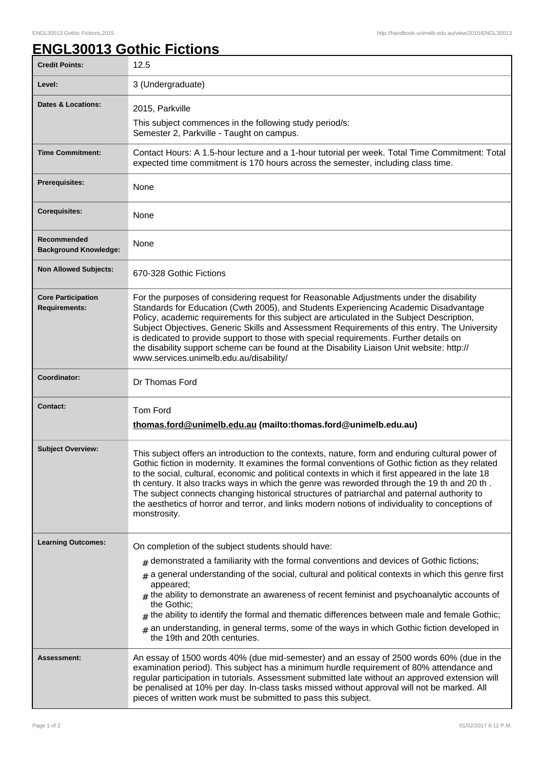# ENGL30013 Gothic Fictions

| | |
|---|---|
| **Credit Points:** | 12.5 |
| **Level:** | 3 (Undergraduate) |
| **Dates & Locations:** | 2015, Parkville<br>This subject commences in the following study period/s:<br>Semester 2, Parkville - Taught on campus. |
| **Time Commitment:** | Contact Hours: A 1.5-hour lecture and a 1-hour tutorial per week. Total Time Commitment: Total expected time commitment is 170 hours across the semester, including class time. |
| **Prerequisites:** | None |
| **Corequisites:** | None |
| **Recommended Background Knowledge:** | None |
| **Non Allowed Subjects:** | 670-328 Gothic Fictions |
| **Core Participation Requirements:** | For the purposes of considering request for Reasonable Adjustments under the disability Standards for Education (Cwth 2005), and Students Experiencing Academic Disadvantage Policy, academic requirements for this subject are articulated in the Subject Description, Subject Objectives, Generic Skills and Assessment Requirements of this entry. The University is dedicated to provide support to those with special requirements. Further details on the disability support scheme can be found at the Disability Liaison Unit website: http://www.services.unimelb.edu.au/disability/ |
| **Coordinator:** | Dr Thomas Ford |
| **Contact:** | Tom Ford<br>**thomas.ford@unimelb.edu.au (mailto:thomas.ford@unimelb.edu.au)** |
| **Subject Overview:** | This subject offers an introduction to the contexts, nature, form and enduring cultural power of Gothic fiction in modernity. It examines the formal conventions of Gothic fiction as they related to the social, cultural, economic and political contexts in which it first appeared in the late 18 th century. It also tracks ways in which the genre was reworded through the 19 th and 20 th . The subject connects changing historical structures of patriarchal and paternal authority to the aesthetics of horror and terror, and links modern notions of individuality to conceptions of monstrosity. |
| **Learning Outcomes:** | On completion of the subject students should have:<br># demonstrated a familiarity with the formal conventions and devices of Gothic fictions;<br># a general understanding of the social, cultural and political contexts in which this genre first appeared;<br># the ability to demonstrate an awareness of recent feminist and psychoanalytic accounts of the Gothic;<br># the ability to identify the formal and thematic differences between male and female Gothic;<br># an understanding, in general terms, some of the ways in which Gothic fiction developed in the 19th and 20th centuries. |
| **Assessment:** | An essay of 1500 words 40% (due mid-semester) and an essay of 2500 words 60% (due in the examination period). This subject has a minimum hurdle requirement of 80% attendance and regular participation in tutorials. Assessment submitted late without an approved extension will be penalised at 10% per day. In-class tasks missed without approval will not be marked. All pieces of written work must be submitted to pass this subject. |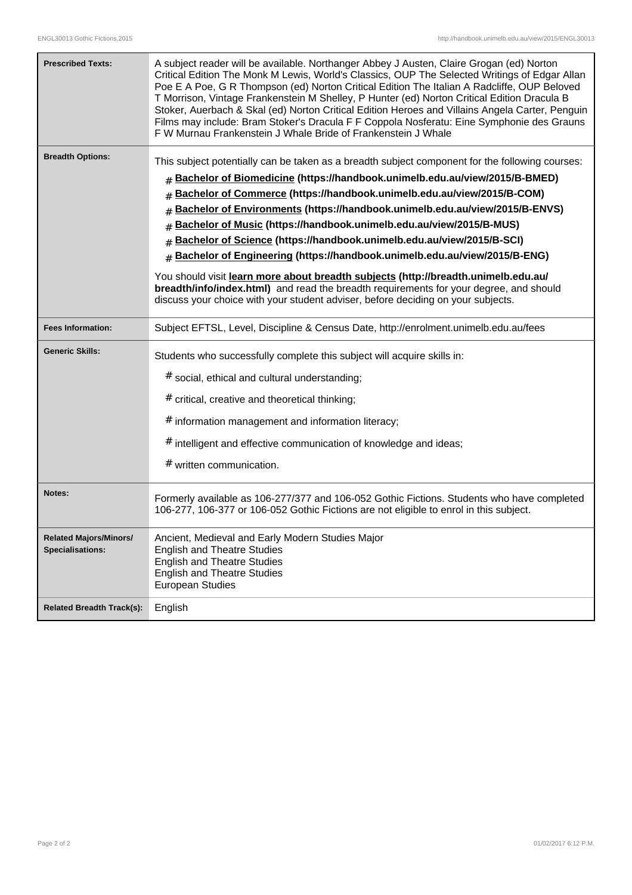| | |
|---|---|
| **Prescribed Texts:** | A subject reader will be available. Northanger Abbey J Austen, Claire Grogan (ed) Norton Critical Edition The Monk M Lewis, World's Classics, OUP The Selected Writings of Edgar Allan Poe E A Poe, G R Thompson (ed) Norton Critical Edition The Italian A Radcliffe, OUP Beloved T Morrison, Vintage Frankenstein M Shelley, P Hunter (ed) Norton Critical Edition Dracula B Stoker, Auerbach & Skal (ed) Norton Critical Edition Heroes and Villains Angela Carter, Penguin Films may include: Bram Stoker's Dracula F F Coppola Nosferatu: Eine Symphonie des Grauns F W Murnau Frankenstein J Whale Bride of Frankenstein J Whale |
| **Breadth Options:** | This subject potentially can be taken as a breadth subject component for the following courses: # **Bachelor of Biomedicine (https://handbook.unimelb.edu.au/view/2015/B-BMED)** # **Bachelor of Commerce (https://handbook.unimelb.edu.au/view/2015/B-COM)** # **Bachelor of Environments (https://handbook.unimelb.edu.au/view/2015/B-ENVS)** # **Bachelor of Music (https://handbook.unimelb.edu.au/view/2015/B-MUS)** # **Bachelor of Science (https://handbook.unimelb.edu.au/view/2015/B-SCI)** # **Bachelor of Engineering (https://handbook.unimelb.edu.au/view/2015/B-ENG)** You should visit **learn more about breadth subjects (http://breadth.unimelb.edu.au/breadth/info/index.html)** and read the breadth requirements for your degree, and should discuss your choice with your student adviser, before deciding on your subjects. |
| **Fees Information:** | Subject EFTSL, Level, Discipline & Census Date, http://enrolment.unimelb.edu.au/fees |
| **Generic Skills:** | Students who successfully complete this subject will acquire skills in: # social, ethical and cultural understanding; # critical, creative and theoretical thinking; # information management and information literacy; # intelligent and effective communication of knowledge and ideas; # written communication. |
| **Notes:** | Formerly available as 106-277/377 and 106-052 Gothic Fictions. Students who have completed 106-277, 106-377 or 106-052 Gothic Fictions are not eligible to enrol in this subject. |
| **Related Majors/Minors/ Specialisations:** | Ancient, Medieval and Early Modern Studies Major English and Theatre Studies English and Theatre Studies English and Theatre Studies European Studies |
| **Related Breadth Track(s):** | English |